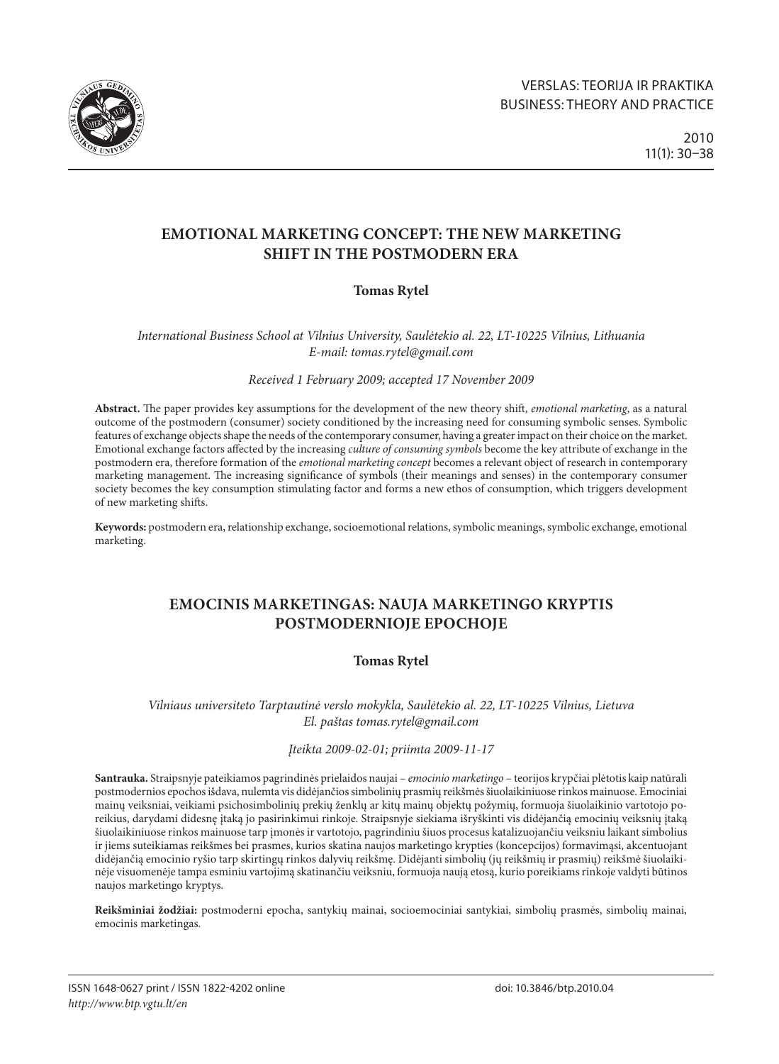# EMOTIONAL MARKETING CONCEPT: THE NEW MARKETING SHIFT IN THE POSTMODERN ERA

**Tomas Rytel**

*International Business School at Vilnius University, Saulėtekio al. 22, LT-10225 Vilnius, Lithuania*
*E-mail: tomas.rytel@gmail.com*

*Received 1 February 2009; accepted 17 November 2009*

**Abstract.** The paper provides key assumptions for the development of the new theory shift, *emotional marketing*, as a natural outcome of the postmodern (consumer) society conditioned by the increasing need for consuming symbolic senses. Symbolic features of exchange objects shape the needs of the contemporary consumer, having a greater impact on their choice on the market. Emotional exchange factors affected by the increasing *culture of consuming symbols* become the key attribute of exchange in the postmodern era, therefore formation of the *emotional marketing concept* becomes a relevant object of research in contemporary marketing management. The increasing significance of symbols (their meanings and senses) in the contemporary consumer society becomes the key consumption stimulating factor and forms a new ethos of consumption, which triggers development of new marketing shifts.

**Keywords:** postmodern era, relationship exchange, socioemotional relations, symbolic meanings, symbolic exchange, emotional marketing.

# EMOCINIS MARKETINGAS: NAUJA MARKETINGO KRYPTIS POSTMODERNIOJE EPOCHOJE

**Tomas Rytel**

*Vilniaus universiteto Tarptautinė verslo mokykla, Saulėtekio al. 22, LT-10225 Vilnius, Lietuva*
*El. paštas tomas.rytel@gmail.com*

*Įteikta 2009-02-01; priimta 2009-11-17*

**Santrauka.** Straipsnyje pateikiamos pagrindinės prielaidos naujai – *emocinio marketingo* – teorijos krypčiai plėtotis kaip natūrali postmodernios epochos išdava, nulemta vis didėjančios simbolinių prasmių reikšmės šiuolaikiniuose rinkos mainuose. Emociniai mainų veiksniai, veikiami psichosimbolinių prekių ženklų ar kitų mainų objektų požymių, formuoja šiuolaikinio vartotojo poreikius, darydami didesnę įtaką jo pasirinkimui rinkoje. Straipsnyje siekiama išryškinti vis didėjančią emocinių veiksnių įtaką šiuolaikiniuose rinkos mainuose tarp įmonės ir vartotojo, pagrindiniu šiuos procesus katalizuojančiu veiksniu laikant simbolius ir jiems suteikiamas reikšmes bei prasmes, kurios skatina naujos marketingo krypties (koncepcijos) formavimąsi, akcentuojant didėjančią emocinio ryšio tarp skirtingų rinkos dalyvių reikšmę. Didėjanti simbolių (jų reikšmių ir prasmių) reikšmė šiuolaikinėje visuomenėje tampa esminiu vartojimą skatinančiu veiksniu, formuoja naują etosą, kurio poreikiams rinkoje valdyti būtinos naujos marketingo kryptys.

**Reikšminiai žodžiai:** postmoderni epocha, santykių mainai, socioemociniai santykiai, simbolių prasmės, simbolių mainai, emocinis marketingas.

ISSN 1648-0627 print / ISSN 1822-4202 online
*http://www.btp.vgtu.lt/en*
doi: 10.3846/btp.2010.04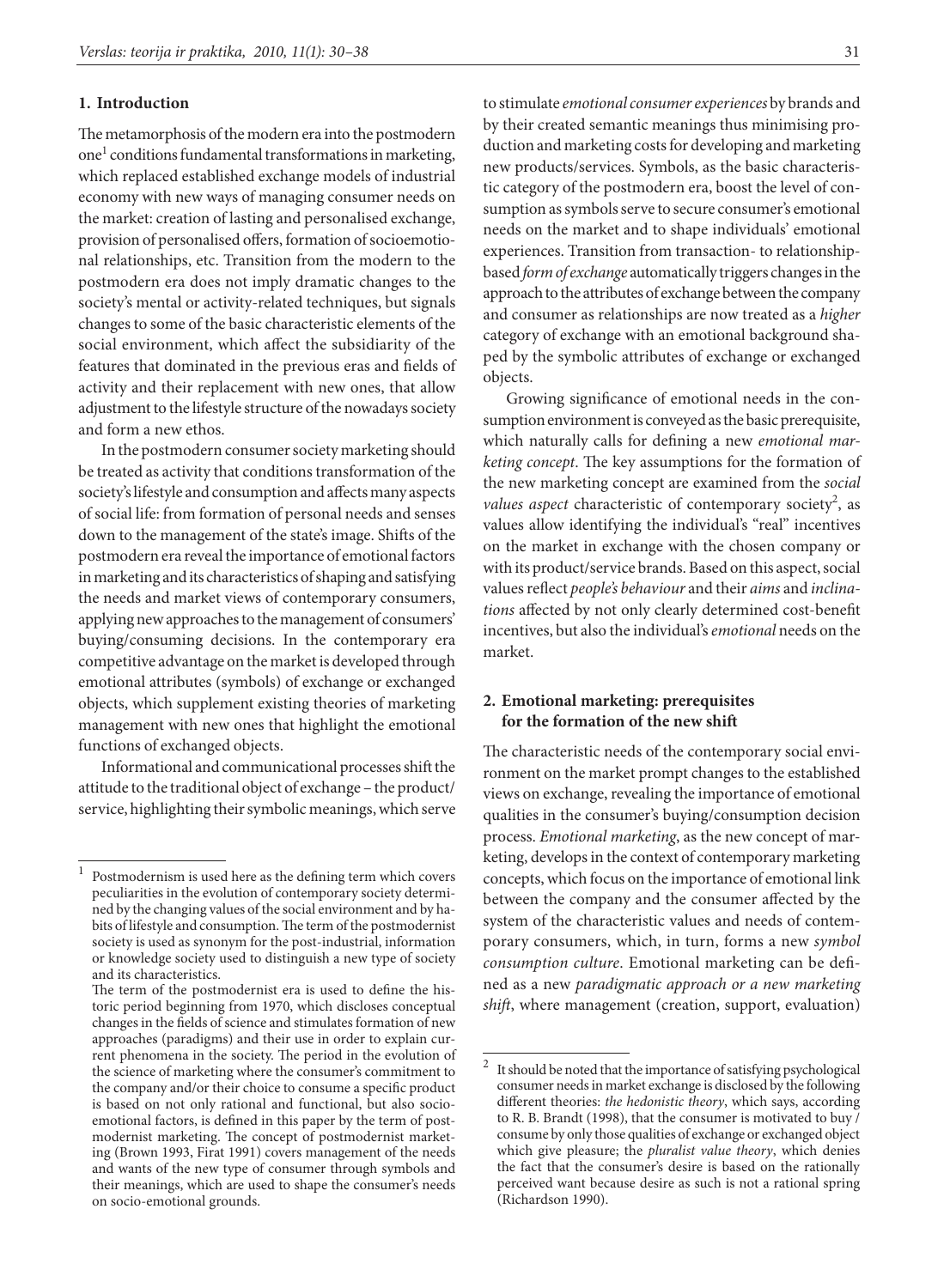## 1. Introduction

The metamorphosis of the modern era into the postmodern one[1] conditions fundamental transformations in marketing, which replaced established exchange models of industrial economy with new ways of managing consumer needs on the market: creation of lasting and personalised exchange, provision of personalised offers, formation of socioemotional relationships, etc. Transition from the modern to the postmodern era does not imply dramatic changes to the society's mental or activity-related techniques, but signals changes to some of the basic characteristic elements of the social environment, which affect the subsidiarity of the features that dominated in the previous eras and fields of activity and their replacement with new ones, that allow adjustment to the lifestyle structure of the nowadays society and form a new ethos.

In the postmodern consumer society marketing should be treated as activity that conditions transformation of the society's lifestyle and consumption and affects many aspects of social life: from formation of personal needs and senses down to the management of the state's image. Shifts of the postmodern era reveal the importance of emotional factors in marketing and its characteristics of shaping and satisfying the needs and market views of contemporary consumers, applying new approaches to the management of consumers' buying/consuming decisions. In the contemporary era competitive advantage on the market is developed through emotional attributes (symbols) of exchange or exchanged objects, which supplement existing theories of marketing management with new ones that highlight the emotional functions of exchanged objects.

Informational and communicational processes shift the attitude to the traditional object of exchange – the product/service, highlighting their symbolic meanings, which serve to stimulate *emotional consumer experiences* by brands and by their created semantic meanings thus minimising production and marketing costs for developing and marketing new products/services. Symbols, as the basic characteristic category of the postmodern era, boost the level of consumption as symbols serve to secure consumer's emotional needs on the market and to shape individuals' emotional experiences. Transition from transaction- to relationship-based *form of exchange* automatically triggers changes in the approach to the attributes of exchange between the company and consumer as relationships are now treated as a *higher* category of exchange with an emotional background shaped by the symbolic attributes of exchange or exchanged objects.

Growing significance of emotional needs in the consumption environment is conveyed as the basic prerequisite, which naturally calls for defining a new *emotional marketing concept*. The key assumptions for the formation of the new marketing concept are examined from the *social values aspect* characteristic of contemporary society[2], as values allow identifying the individual's "real" incentives on the market in exchange with the chosen company or with its product/service brands. Based on this aspect, social values reflect *people's behaviour* and their *aims* and *inclinations* affected by not only clearly determined cost-benefit incentives, but also the individual's *emotional* needs on the market.

## 2. Emotional marketing: prerequisites for the formation of the new shift

The characteristic needs of the contemporary social environment on the market prompt changes to the established views on exchange, revealing the importance of emotional qualities in the consumer's buying/consumption decision process. *Emotional marketing*, as the new concept of marketing, develops in the context of contemporary marketing concepts, which focus on the importance of emotional link between the company and the consumer affected by the system of the characteristic values and needs of contemporary consumers, which, in turn, forms a new *symbol consumption culture*. Emotional marketing can be defined as a new *paradigmatic approach or a new marketing shift*, where management (creation, support, evaluation)

---

[1] Postmodernism is used here as the defining term which covers peculiarities in the evolution of contemporary society determined by the changing values of the social environment and by habits of lifestyle and consumption. The term of the postmodernist society is used as synonym for the post-industrial, information or knowledge society used to distinguish a new type of society and its characteristics.
The term of the postmodernist era is used to define the historic period beginning from 1970, which discloses conceptual changes in the fields of science and stimulates formation of new approaches (paradigms) and their use in order to explain current phenomena in the society. The period in the evolution of the science of marketing where the consumer's commitment to the company and/or their choice to consume a specific product is based on not only rational and functional, but also socio-emotional factors, is defined in this paper by the term of postmodernist marketing. The concept of postmodernist marketing (Brown 1993, Firat 1991) covers management of the needs and wants of the new type of consumer through symbols and their meanings, which are used to shape the consumer's needs on socio-emotional grounds.

[2] It should be noted that the importance of satisfying psychological consumer needs in market exchange is disclosed by the following different theories: *the hedonistic theory*, which says, according to R. B. Brandt (1998), that the consumer is motivated to buy / consume by only those qualities of exchange or exchanged object which give pleasure; the *pluralist value theory*, which denies the fact that the consumer's desire is based on the rationally perceived want because desire as such is not a rational spring (Richardson 1990).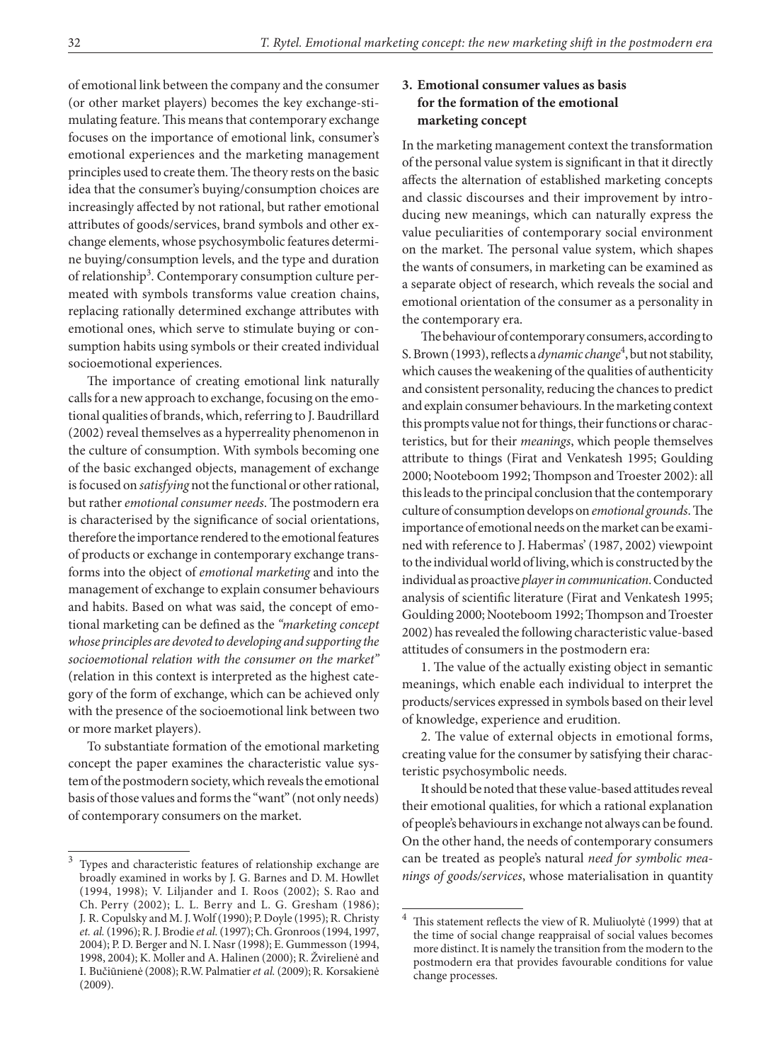of emotional link between the company and the consumer (or other market players) becomes the key exchange-stimulating feature. This means that contemporary exchange focuses on the importance of emotional link, consumer's emotional experiences and the marketing management principles used to create them. The theory rests on the basic idea that the consumer's buying/consumption choices are increasingly affected by not rational, but rather emotional attributes of goods/services, brand symbols and other exchange elements, whose psychosymbolic features determine buying/consumption levels, and the type and duration of relationship[3]. Contemporary consumption culture permeated with symbols transforms value creation chains, replacing rationally determined exchange attributes with emotional ones, which serve to stimulate buying or consumption habits using symbols or their created individual socioemotional experiences.

The importance of creating emotional link naturally calls for a new approach to exchange, focusing on the emotional qualities of brands, which, referring to J. Baudrillard (2002) reveal themselves as a hyperreality phenomenon in the culture of consumption. With symbols becoming one of the basic exchanged objects, management of exchange is focused on *satisfying* not the functional or other rational, but rather *emotional consumer needs*. The postmodern era is characterised by the significance of social orientations, therefore the importance rendered to the emotional features of products or exchange in contemporary exchange transforms into the object of *emotional marketing* and into the management of exchange to explain consumer behaviours and habits. Based on what was said, the concept of emotional marketing can be defined as the *"marketing concept whose principles are devoted to developing and supporting the socioemotional relation with the consumer on the market"* (relation in this context is interpreted as the highest category of the form of exchange, which can be achieved only with the presence of the socioemotional link between two or more market players).

To substantiate formation of the emotional marketing concept the paper examines the characteristic value system of the postmodern society, which reveals the emotional basis of those values and forms the "want" (not only needs) of contemporary consumers on the market.

## 3. Emotional consumer values as basis for the formation of the emotional marketing concept

In the marketing management context the transformation of the personal value system is significant in that it directly affects the alternation of established marketing concepts and classic discourses and their improvement by introducing new meanings, which can naturally express the value peculiarities of contemporary social environment on the market. The personal value system, which shapes the wants of consumers, in marketing can be examined as a separate object of research, which reveals the social and emotional orientation of the consumer as a personality in the contemporary era.

The behaviour of contemporary consumers, according to S. Brown (1993), reflects a *dynamic change*[4], but not stability, which causes the weakening of the qualities of authenticity and consistent personality, reducing the chances to predict and explain consumer behaviours. In the marketing context this prompts value not for things, their functions or characteristics, but for their *meanings*, which people themselves attribute to things (Firat and Venkatesh 1995; Goulding 2000; Nooteboom 1992; Thompson and Troester 2002): all this leads to the principal conclusion that the contemporary culture of consumption develops on *emotional grounds*. The importance of emotional needs on the market can be examined with reference to J. Habermas' (1987, 2002) viewpoint to the individual world of living, which is constructed by the individual as proactive *player in communication*. Conducted analysis of scientific literature (Firat and Venkatesh 1995; Goulding 2000; Nooteboom 1992; Thompson and Troester 2002) has revealed the following characteristic value-based attitudes of consumers in the postmodern era:

1. The value of the actually existing object in semantic meanings, which enable each individual to interpret the products/services expressed in symbols based on their level of knowledge, experience and erudition.

2. The value of external objects in emotional forms, creating value for the consumer by satisfying their characteristic psychosymbolic needs.

It should be noted that these value-based attitudes reveal their emotional qualities, for which a rational explanation of people's behaviours in exchange not always can be found. On the other hand, the needs of contemporary consumers can be treated as people's natural *need for symbolic meanings of goods/services*, whose materialisation in quantity

---

[3] Types and characteristic features of relationship exchange are broadly examined in works by J. G. Barnes and D. M. Howllet (1994, 1998); V. Liljander and I. Roos (2002); S. Rao and Ch. Perry (2002); L. L. Berry and L. G. Gresham (1986); J. R. Copulsky and M. J. Wolf (1990); P. Doyle (1995); R. Christy *et. al.* (1996); R. J. Brodie *et al.* (1997); Ch. Gronroos (1994, 1997, 2004); P. D. Berger and N. I. Nasr (1998); E. Gummesson (1994, 1998, 2004); K. Moller and A. Halinen (2000); R. Žvirelienė and I. Bučiūnienė (2008); R.W. Palmatier *et al.* (2009); R. Korsakienė (2009).

[4] This statement reflects the view of R. Muliuolytė (1999) that at the time of social change reappraisal of social values becomes more distinct. It is namely the transition from the modern to the postmodern era that provides favourable conditions for value change processes.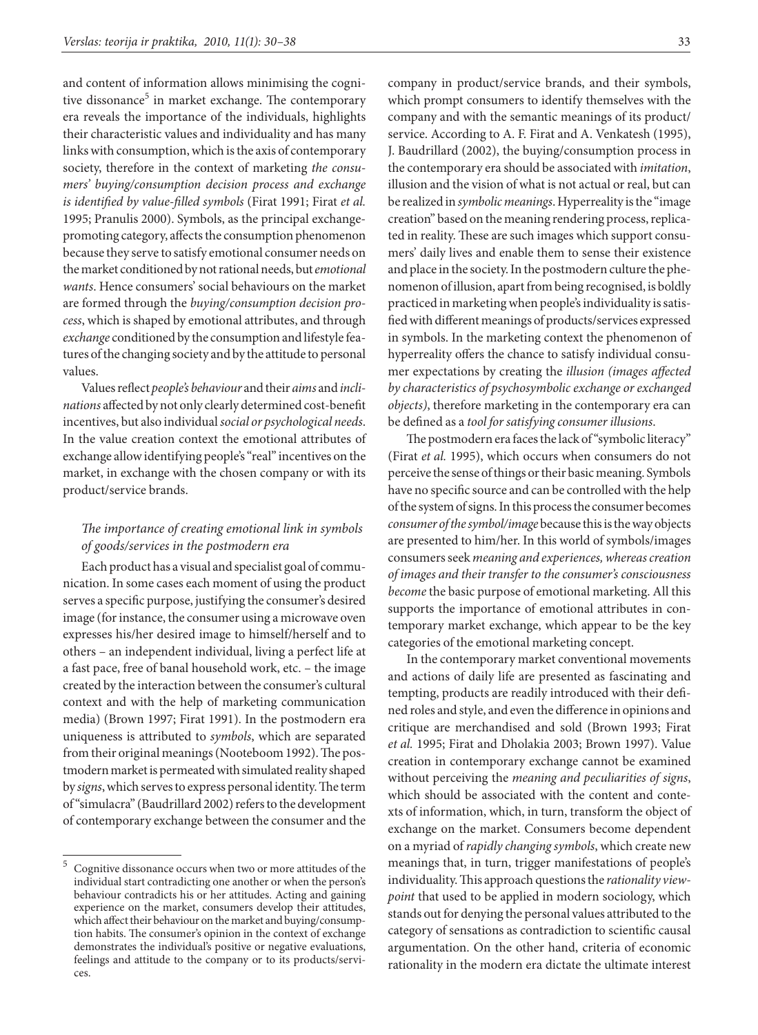and content of information allows minimising the cognitive dissonance[5] in market exchange. The contemporary era reveals the importance of the individuals, highlights their characteristic values and individuality and has many links with consumption, which is the axis of contemporary society, therefore in the context of marketing *the consumers' buying/consumption decision process and exchange is identified by value-filled symbols* (Firat 1991; Firat *et al.* 1995; Pranulis 2000). Symbols, as the principal exchange-promoting category, affects the consumption phenomenon because they serve to satisfy emotional consumer needs on the market conditioned by not rational needs, but *emotional wants*. Hence consumers' social behaviours on the market are formed through the *buying/consumption decision process*, which is shaped by emotional attributes, and through *exchange* conditioned by the consumption and lifestyle features of the changing society and by the attitude to personal values.

Values reflect *people's behaviour* and their *aims* and *inclinations* affected by not only clearly determined cost-benefit incentives, but also individual *social or psychological needs*. In the value creation context the emotional attributes of exchange allow identifying people's "real" incentives on the market, in exchange with the chosen company or with its product/service brands.

### *The importance of creating emotional link in symbols of goods/services in the postmodern era*

Each product has a visual and specialist goal of communication. In some cases each moment of using the product serves a specific purpose, justifying the consumer's desired image (for instance, the consumer using a microwave oven expresses his/her desired image to himself/herself and to others – an independent individual, living a perfect life at a fast pace, free of banal household work, etc. – the image created by the interaction between the consumer's cultural context and with the help of marketing communication media) (Brown 1997; Firat 1991). In the postmodern era uniqueness is attributed to *symbols*, which are separated from their original meanings (Nooteboom 1992). The postmodern market is permeated with simulated reality shaped by *signs*, which serves to express personal identity. The term of "simulacra" (Baudrillard 2002) refers to the development of contemporary exchange between the consumer and the company in product/service brands, and their symbols, which prompt consumers to identify themselves with the company and with the semantic meanings of its product/service. According to A. F. Firat and A. Venkatesh (1995), J. Baudrillard (2002), the buying/consumption process in the contemporary era should be associated with *imitation*, illusion and the vision of what is not actual or real, but can be realized in *symbolic meanings*. Hyperreality is the "image creation" based on the meaning rendering process, replicated in reality. These are such images which support consumers' daily lives and enable them to sense their existence and place in the society. In the postmodern culture the phenomenon of illusion, apart from being recognised, is boldly practiced in marketing when people's individuality is satisfied with different meanings of products/services expressed in symbols. In the marketing context the phenomenon of hyperreality offers the chance to satisfy individual consumer expectations by creating the *illusion (images affected by characteristics of psychosymbolic exchange or exchanged objects)*, therefore marketing in the contemporary era can be defined as a *tool for satisfying consumer illusions*.

The postmodern era faces the lack of "symbolic literacy" (Firat *et al.* 1995), which occurs when consumers do not perceive the sense of things or their basic meaning. Symbols have no specific source and can be controlled with the help of the system of signs. In this process the consumer becomes *consumer of the symbol/image* because this is the way objects are presented to him/her. In this world of symbols/images consumers seek *meaning and experiences, whereas creation of images and their transfer to the consumer's consciousness become* the basic purpose of emotional marketing. All this supports the importance of emotional attributes in contemporary market exchange, which appear to be the key categories of the emotional marketing concept.

In the contemporary market conventional movements and actions of daily life are presented as fascinating and tempting, products are readily introduced with their defined roles and style, and even the difference in opinions and critique are merchandised and sold (Brown 1993; Firat *et al.* 1995; Firat and Dholakia 2003; Brown 1997). Value creation in contemporary exchange cannot be examined without perceiving the *meaning and peculiarities of signs*, which should be associated with the content and contexts of information, which, in turn, transform the object of exchange on the market. Consumers become dependent on a myriad of *rapidly changing symbols*, which create new meanings that, in turn, trigger manifestations of people's individuality. This approach questions the *rationality viewpoint* that used to be applied in modern sociology, which stands out for denying the personal values attributed to the category of sensations as contradiction to scientific causal argumentation. On the other hand, criteria of economic rationality in the modern era dictate the ultimate interest

---

[5] Cognitive dissonance occurs when two or more attitudes of the individual start contradicting one another or when the person's behaviour contradicts his or her attitudes. Acting and gaining experience on the market, consumers develop their attitudes, which affect their behaviour on the market and buying/consumption habits. The consumer's opinion in the context of exchange demonstrates the individual's positive or negative evaluations, feelings and attitude to the company or to its products/services.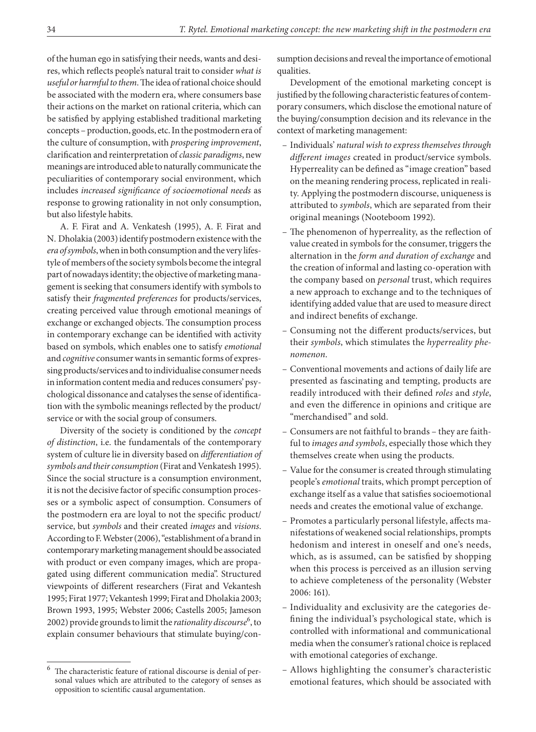of the human ego in satisfying their needs, wants and desires, which reflects people's natural trait to consider *what is useful or harmful to them*. The idea of rational choice should be associated with the modern era, where consumers base their actions on the market on rational criteria, which can be satisfied by applying established traditional marketing concepts – production, goods, etc. In the postmodern era of the culture of consumption, with *prospering improvement*, clarification and reinterpretation of *classic paradigms*, new meanings are introduced able to naturally communicate the peculiarities of contemporary social environment, which includes *increased significance of socioemotional needs* as response to growing rationality in not only consumption, but also lifestyle habits.

A. F. Firat and A. Venkatesh (1995), A. F. Firat and N. Dholakia (2003) identify postmodern existence with the *era of symbols*, when in both consumption and the very lifestyle of members of the society symbols become the integral part of nowadays identity; the objective of marketing management is seeking that consumers identify with symbols to satisfy their *fragmented preferences* for products/services, creating perceived value through emotional meanings of exchange or exchanged objects. The consumption process in contemporary exchange can be identified with activity based on symbols, which enables one to satisfy *emotional* and *cognitive* consumer wants in semantic forms of expressing products/services and to individualise consumer needs in information content media and reduces consumers' psychological dissonance and catalyses the sense of identification with the symbolic meanings reflected by the product/service or with the social group of consumers.

Diversity of the society is conditioned by the *concept of distinction*, i.e. the fundamentals of the contemporary system of culture lie in diversity based on *differentiation of symbols and their consumption* (Firat and Venkatesh 1995). Since the social structure is a consumption environment, it is not the decisive factor of specific consumption processes or a symbolic aspect of consumption. Consumers of the postmodern era are loyal to not the specific product/service, but *symbols* and their created *images* and *visions*. According to F. Webster (2006), "establishment of a brand in contemporary marketing management should be associated with product or even company images, which are propagated using different communication media". Structured viewpoints of different researchers (Firat and Vekantesh 1995; Firat 1977; Vekantesh 1999; Firat and Dholakia 2003; Brown 1993, 1995; Webster 2006; Castells 2005; Jameson 2002) provide grounds to limit the *rationality discourse*[6], to explain consumer behaviours that stimulate buying/consumption decisions and reveal the importance of emotional qualities.

Development of the emotional marketing concept is justified by the following characteristic features of contemporary consumers, which disclose the emotional nature of the buying/consumption decision and its relevance in the context of marketing management:

- Individuals' *natural wish to express themselves through different images* created in product/service symbols. Hyperreality can be defined as "image creation" based on the meaning rendering process, replicated in reality. Applying the postmodern discourse, uniqueness is attributed to *symbols*, which are separated from their original meanings (Nooteboom 1992).
- The phenomenon of hyperreality, as the reflection of value created in symbols for the consumer, triggers the alternation in the *form and duration of exchange* and the creation of informal and lasting co-operation with the company based on *personal* trust, which requires a new approach to exchange and to the techniques of identifying added value that are used to measure direct and indirect benefits of exchange.
- Consuming not the different products/services, but their *symbols*, which stimulates the *hyperreality phenomenon*.
- Conventional movements and actions of daily life are presented as fascinating and tempting, products are readily introduced with their defined *roles* and *style*, and even the difference in opinions and critique are "merchandised" and sold.
- Consumers are not faithful to brands – they are faithful to *images and symbols*, especially those which they themselves create when using the products.
- Value for the consumer is created through stimulating people's *emotional* traits, which prompt perception of exchange itself as a value that satisfies socioemotional needs and creates the emotional value of exchange.
- Promotes a particularly personal lifestyle, affects manifestations of weakened social relationships, prompts hedonism and interest in oneself and one's needs, which, as is assumed, can be satisfied by shopping when this process is perceived as an illusion serving to achieve completeness of the personality (Webster 2006: 161).
- Individuality and exclusivity are the categories defining the individual's psychological state, which is controlled with informational and communicational media when the consumer's rational choice is replaced with emotional categories of exchange.
- Allows highlighting the consumer's characteristic emotional features, which should be associated with

[6] The characteristic feature of rational discourse is denial of personal values which are attributed to the category of senses as opposition to scientific causal argumentation.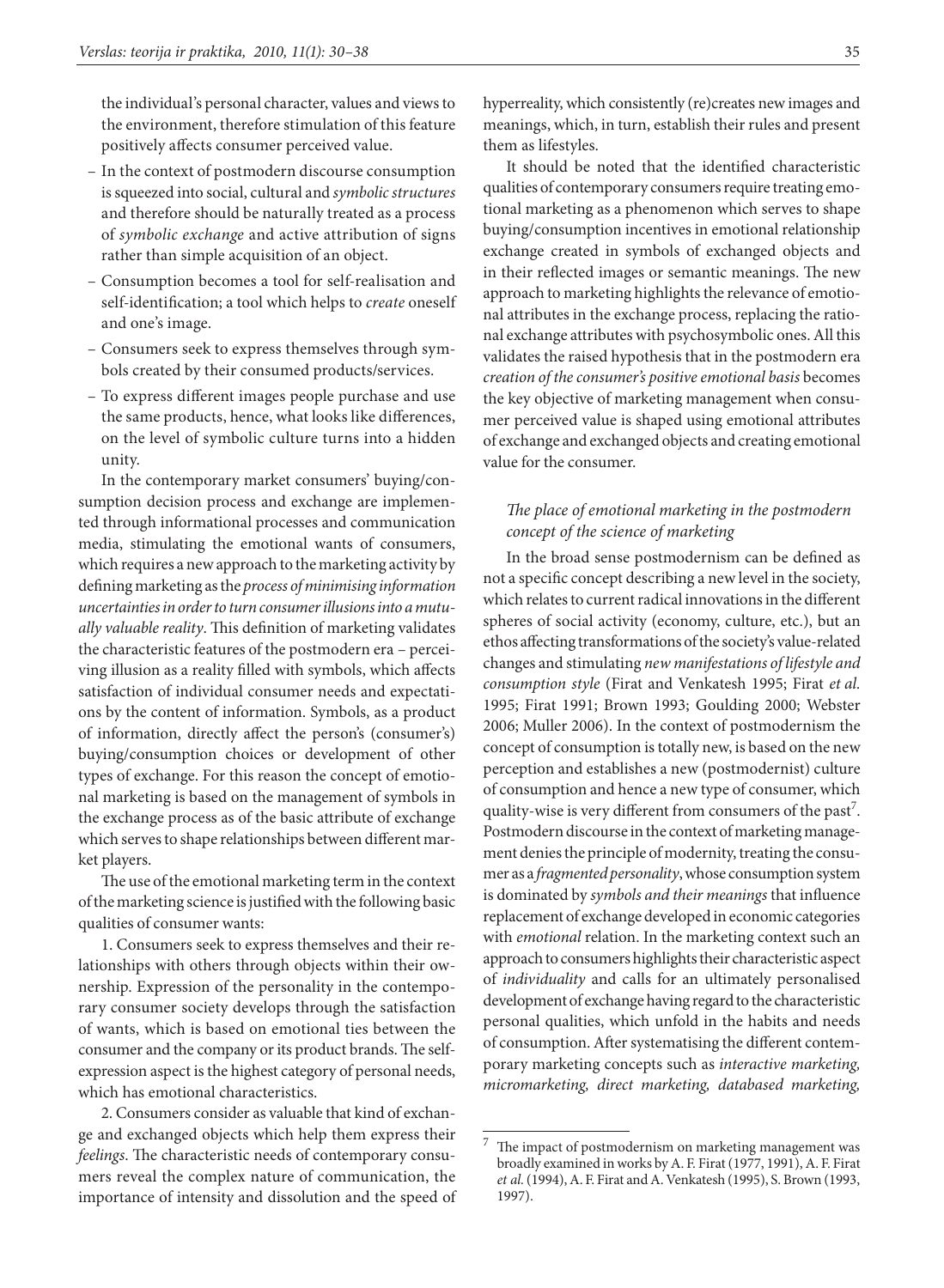the individual's personal character, values and views to the environment, therefore stimulation of this feature positively affects consumer perceived value.

– In the context of postmodern discourse consumption is squeezed into social, cultural and *symbolic structures* and therefore should be naturally treated as a process of *symbolic exchange* and active attribution of signs rather than simple acquisition of an object.
– Consumption becomes a tool for self-realisation and self-identification; a tool which helps to *create* oneself and one's image.
– Consumers seek to express themselves through symbols created by their consumed products/services.
– To express different images people purchase and use the same products, hence, what looks like differences, on the level of symbolic culture turns into a hidden unity.

In the contemporary market consumers' buying/consumption decision process and exchange are implemented through informational processes and communication media, stimulating the emotional wants of consumers, which requires a new approach to the marketing activity by defining marketing as the *process of minimising information uncertainties in order to turn consumer illusions into a mutually valuable reality*. This definition of marketing validates the characteristic features of the postmodern era – perceiving illusion as a reality filled with symbols, which affects satisfaction of individual consumer needs and expectations by the content of information. Symbols, as a product of information, directly affect the person's (consumer's) buying/consumption choices or development of other types of exchange. For this reason the concept of emotional marketing is based on the management of symbols in the exchange process as of the basic attribute of exchange which serves to shape relationships between different market players.

The use of the emotional marketing term in the context of the marketing science is justified with the following basic qualities of consumer wants:

1. Consumers seek to express themselves and their relationships with others through objects within their ownership. Expression of the personality in the contemporary consumer society develops through the satisfaction of wants, which is based on emotional ties between the consumer and the company or its product brands. The self-expression aspect is the highest category of personal needs, which has emotional characteristics.

2. Consumers consider as valuable that kind of exchange and exchanged objects which help them express their *feelings*. The characteristic needs of contemporary consumers reveal the complex nature of communication, the importance of intensity and dissolution and the speed of hyperreality, which consistently (re)creates new images and meanings, which, in turn, establish their rules and present them as lifestyles.

It should be noted that the identified characteristic qualities of contemporary consumers require treating emotional marketing as a phenomenon which serves to shape buying/consumption incentives in emotional relationship exchange created in symbols of exchanged objects and in their reflected images or semantic meanings. The new approach to marketing highlights the relevance of emotional attributes in the exchange process, replacing the rational exchange attributes with psychosymbolic ones. All this validates the raised hypothesis that in the postmodern era *creation of the consumer's positive emotional basis* becomes the key objective of marketing management when consumer perceived value is shaped using emotional attributes of exchange and exchanged objects and creating emotional value for the consumer.

### *The place of emotional marketing in the postmodern concept of the science of marketing*

In the broad sense postmodernism can be defined as not a specific concept describing a new level in the society, which relates to current radical innovations in the different spheres of social activity (economy, culture, etc.), but an ethos affecting transformations of the society's value-related changes and stimulating *new manifestations of lifestyle and consumption style* (Firat and Venkatesh 1995; Firat *et al.* 1995; Firat 1991; Brown 1993; Goulding 2000; Webster 2006; Muller 2006). In the context of postmodernism the concept of consumption is totally new, is based on the new perception and establishes a new (postmodernist) culture of consumption and hence a new type of consumer, which quality-wise is very different from consumers of the past[7]. Postmodern discourse in the context of marketing management denies the principle of modernity, treating the consumer as a *fragmented personality*, whose consumption system is dominated by *symbols and their meanings* that influence replacement of exchange developed in economic categories with *emotional* relation. In the marketing context such an approach to consumers highlights their characteristic aspect of *individuality* and calls for an ultimately personalised development of exchange having regard to the characteristic personal qualities, which unfold in the habits and needs of consumption. After systematising the different contemporary marketing concepts such as *interactive marketing, micromarketing, direct marketing, databased marketing,*

[7] The impact of postmodernism on marketing management was broadly examined in works by A. F. Firat (1977, 1991), A. F. Firat *et al.* (1994), A. F. Firat and A. Venkatesh (1995), S. Brown (1993, 1997).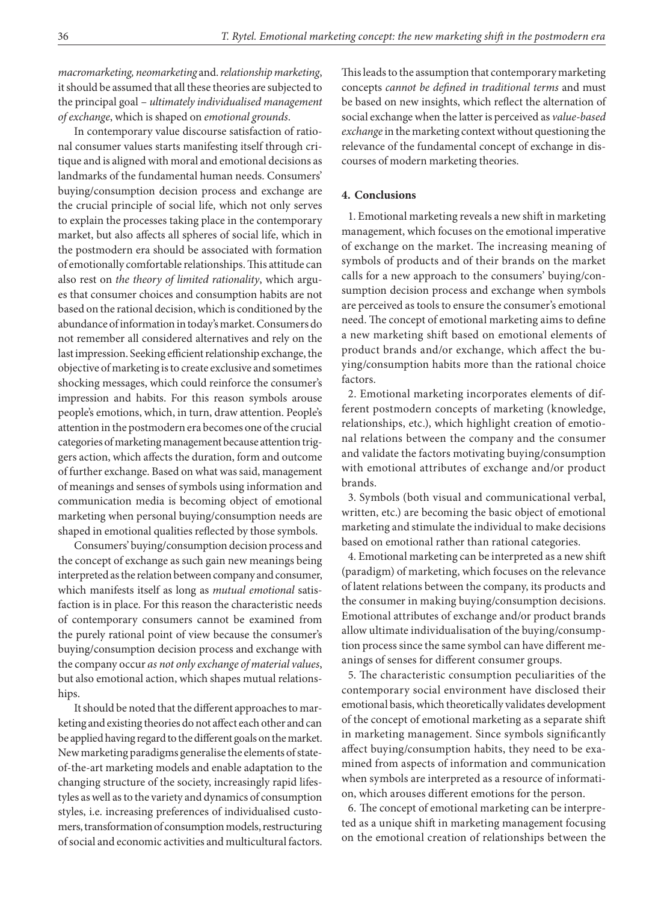*macromarketing, neomarketing* and. *relationship marketing*, it should be assumed that all these theories are subjected to the principal goal – *ultimately individualised management of exchange*, which is shaped on *emotional grounds*.

In contemporary value discourse satisfaction of rational consumer values starts manifesting itself through critique and is aligned with moral and emotional decisions as landmarks of the fundamental human needs. Consumers' buying/consumption decision process and exchange are the crucial principle of social life, which not only serves to explain the processes taking place in the contemporary market, but also affects all spheres of social life, which in the postmodern era should be associated with formation of emotionally comfortable relationships. This attitude can also rest on *the theory of limited rationality*, which argues that consumer choices and consumption habits are not based on the rational decision, which is conditioned by the abundance of information in today's market. Consumers do not remember all considered alternatives and rely on the last impression. Seeking efficient relationship exchange, the objective of marketing is to create exclusive and sometimes shocking messages, which could reinforce the consumer's impression and habits. For this reason symbols arouse people's emotions, which, in turn, draw attention. People's attention in the postmodern era becomes one of the crucial categories of marketing management because attention triggers action, which affects the duration, form and outcome of further exchange. Based on what was said, management of meanings and senses of symbols using information and communication media is becoming object of emotional marketing when personal buying/consumption needs are shaped in emotional qualities reflected by those symbols.

Consumers' buying/consumption decision process and the concept of exchange as such gain new meanings being interpreted as the relation between company and consumer, which manifests itself as long as *mutual emotional* satisfaction is in place. For this reason the characteristic needs of contemporary consumers cannot be examined from the purely rational point of view because the consumer's buying/consumption decision process and exchange with the company occur *as not only exchange of material values*, but also emotional action, which shapes mutual relationships.

It should be noted that the different approaches to marketing and existing theories do not affect each other and can be applied having regard to the different goals on the market. New marketing paradigms generalise the elements of state-of-the-art marketing models and enable adaptation to the changing structure of the society, increasingly rapid lifestyles as well as to the variety and dynamics of consumption styles, i.e. increasing preferences of individualised customers, transformation of consumption models, restructuring of social and economic activities and multicultural factors. This leads to the assumption that contemporary marketing concepts *cannot be defined in traditional terms* and must be based on new insights, which reflect the alternation of social exchange when the latter is perceived as *value-based exchange* in the marketing context without questioning the relevance of the fundamental concept of exchange in discourses of modern marketing theories.

## 4. Conclusions

1. Emotional marketing reveals a new shift in marketing management, which focuses on the emotional imperative of exchange on the market. The increasing meaning of symbols of products and of their brands on the market calls for a new approach to the consumers' buying/consumption decision process and exchange when symbols are perceived as tools to ensure the consumer's emotional need. The concept of emotional marketing aims to define a new marketing shift based on emotional elements of product brands and/or exchange, which affect the buying/consumption habits more than the rational choice factors.

2. Emotional marketing incorporates elements of different postmodern concepts of marketing (knowledge, relationships, etc.), which highlight creation of emotional relations between the company and the consumer and validate the factors motivating buying/consumption with emotional attributes of exchange and/or product brands.

3. Symbols (both visual and communicational verbal, written, etc.) are becoming the basic object of emotional marketing and stimulate the individual to make decisions based on emotional rather than rational categories.

4. Emotional marketing can be interpreted as a new shift (paradigm) of marketing, which focuses on the relevance of latent relations between the company, its products and the consumer in making buying/consumption decisions. Emotional attributes of exchange and/or product brands allow ultimate individualisation of the buying/consumption process since the same symbol can have different meanings of senses for different consumer groups.

5. The characteristic consumption peculiarities of the contemporary social environment have disclosed their emotional basis, which theoretically validates development of the concept of emotional marketing as a separate shift in marketing management. Since symbols significantly affect buying/consumption habits, they need to be examined from aspects of information and communication when symbols are interpreted as a resource of information, which arouses different emotions for the person.

6. The concept of emotional marketing can be interpreted as a unique shift in marketing management focusing on the emotional creation of relationships between the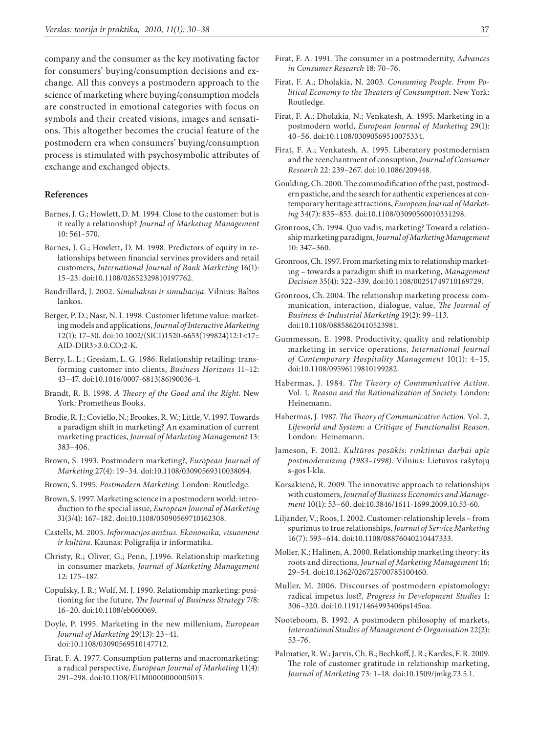company and the consumer as the key motivating factor for consumers' buying/consumption decisions and exchange. All this conveys a postmodern approach to the science of marketing where buying/consumption models are constructed in emotional categories with focus on symbols and their created visions, images and sensations. This altogether becomes the crucial feature of the postmodern era when consumers' buying/consumption process is stimulated with psychosymbolic attributes of exchange and exchanged objects.

## References

Barnes, J. G.; Howlett, D. M. 1994. Close to the customer: but is it really a relationship? *Journal of Marketing Management* 10: 561–570.

Barnes, J. G.; Howlett, D. M. 1998. Predictors of equity in relationships between financial servines providers and retail customers, *International Journal of Bank Marketing* 16(1): 15–23. doi:10.1108/02652329810197762.

Baudrillard, J. 2002. *Simuliakrai ir simuliacija*. Vilnius: Baltos lankos.

Berger, P. D.; Nasr, N. I. 1998. Customer lifetime value: marketing models and applications, *Journal of Interactive Marketing* 12(1): 17–30. doi:10.1002/(SICI)1520-6653(199824)12:1<17::AID-DIR3>3.0.CO;2-K.

Berry, L. L.; Gresiam, L. G. 1986. Relationship retailing: transforming customer into clients, *Business Horizons* 11–12: 43–47. doi:10.1016/0007-6813(86)90036-4.

Brandt, R. B. 1998. *A Theory of the Good and the Right*. New York: Prometheus Books.

Brodie, R. J.; Coviello, N.; Brookes, R. W.; Little, V. 1997. Towards a paradigm shift in marketing? An examination of current marketing practices, *Journal of Marketing Management* 13: 383–406.

Brown, S. 1993. Postmodern marketing?, *European Journal of Marketing* 27(4): 19–34. doi:10.1108/03090569310038094.

Brown, S. 1995. *Postmodern Marketing*. London: Routledge.

Brown, S. 1997. Marketing science in a postmodern world: introduction to the special issue, *European Journal of Marketing* 31(3/4): 167–182. doi:10.1108/03090569710162308.

Castells, M. 2005. *Informacijos amžius. Ekonomika, visuomenė ir kultūra*. Kaunas: Poligrafija ir informatika.

Christy, R.; Oliver, G.; Penn, J.1996. Relationship marketing in consumer markets, *Journal of Marketing Management* 12: 175–187.

Copulsky, J. R.; Wolf, M. J. 1990. Relationship marketing: positioning for the future, *The Journal of Business Strategy* 7/8: 16–20. doi:10.1108/eb060069.

Doyle, P. 1995. Marketing in the new millenium, *European Journal of Marketing* 29(13): 23–41. doi:10.1108/03090569510147712.

Firat, F. A. 1977. Consumption patterns and macromarketing: a radical perspective, *European Journal of Marketing* 11(4): 291–298. doi:10.1108/EUM0000000005015.

Firat, F. A. 1991. The consumer in a postmodernity, *Advances in Consumer Research* 18: 70–76.

Firat, F. A.; Dholakia, N. 2003. *Consuming People. From Political Economy to the Theaters of Consumption*. New York: Routledge.

Firat, F. A.; Dholakia, N.; Venkatesh, A. 1995. Marketing in a postmodern world, *European Journal of Marketing* 29(1): 40–56. doi:10.1108/03090569510075334.

Firat, F. A.; Venkatesh, A. 1995. Liberatory postmodernism and the reenchantment of consuption, *Journal of Consumer Research* 22: 239–267. doi:10.1086/209448.

Goulding, Ch. 2000. The commodification of the past, postmodern pastiche, and the search for authentic experiences at contemporary heritage attractions, *European Journal of Marketing* 34(7): 835–853. doi:10.1108/03090560010331298.

Gronroos, Ch. 1994. Quo vadis, marketing? Toward a relationship marketing paradigm, *Journal of Marketing Management* 10: 347–360.

Gronroos, Ch. 1997. From marketing mix to relationship marketing – towards a paradigm shift in marketing, *Management Decision* 35(4): 322–339. doi:10.1108/00251749710169729.

Gronroos, Ch. 2004. The relationship marketing process: communication, interaction, dialogue, value, *The Journal of Business & Industrial Marketing* 19(2): 99–113. doi:10.1108/08858620410523981.

Gummesson, E. 1998. Productivity, quality and relationship marketing in service operations, *International Journal of Contemporary Hospitality Management* 10(1): 4–15. doi:10.1108/09596119810199282.

Habermas, J. 1984. *The Theory of Communicative Action*. Vol. 1, *Reason and the Rationalization of Society*. London: Heinemann.

Habermas, J. 1987. *The Theory of Communicative Action*. Vol. 2, *Lifeworld and System: a Critique of Functionalist Reason*. London: Heinemann.

Jameson, F. 2002. *Kultūros posūkis: rinktiniai darbai apie postmodernizmą (1983–1998)*. Vilnius: Lietuvos rašytojų s-gos l-kla.

Korsakienė, R. 2009. The innovative approach to relationships with customers, *Journal of Business Economics and Management* 10(1): 53–60. doi:10.3846/1611-1699.2009.10.53-60.

Liljander, V.; Roos, I. 2002. Customer-relationship levels – from spurimus to true relationships, *Journal of Service Marketing* 16(7): 593–614. doi:10.1108/08876040210447333.

Moller, K.; Halinen, A. 2000. Relationship marketing theory: its roots and directions, *Journal of Marketing Management* 16: 29–54. doi:10.1362/026725700785100460.

Muller, M. 2006. Discourses of postmodern epistomology: radical impetus lost?, *Progress in Development Studies* 1: 306–320. doi:10.1191/1464993406ps145oa.

Nooteboom, B. 1992. A postmodern philosophy of markets, *International Studies of Management & Organisation* 22(2): 53–76.

Palmatier, R. W.; Jarvis, Ch. B.; Bechkoff, J. R.; Kardes, F. R. 2009. The role of customer gratitude in relationship marketing, *Journal of Marketing* 73: 1–18. doi:10.1509/jmkg.73.5.1.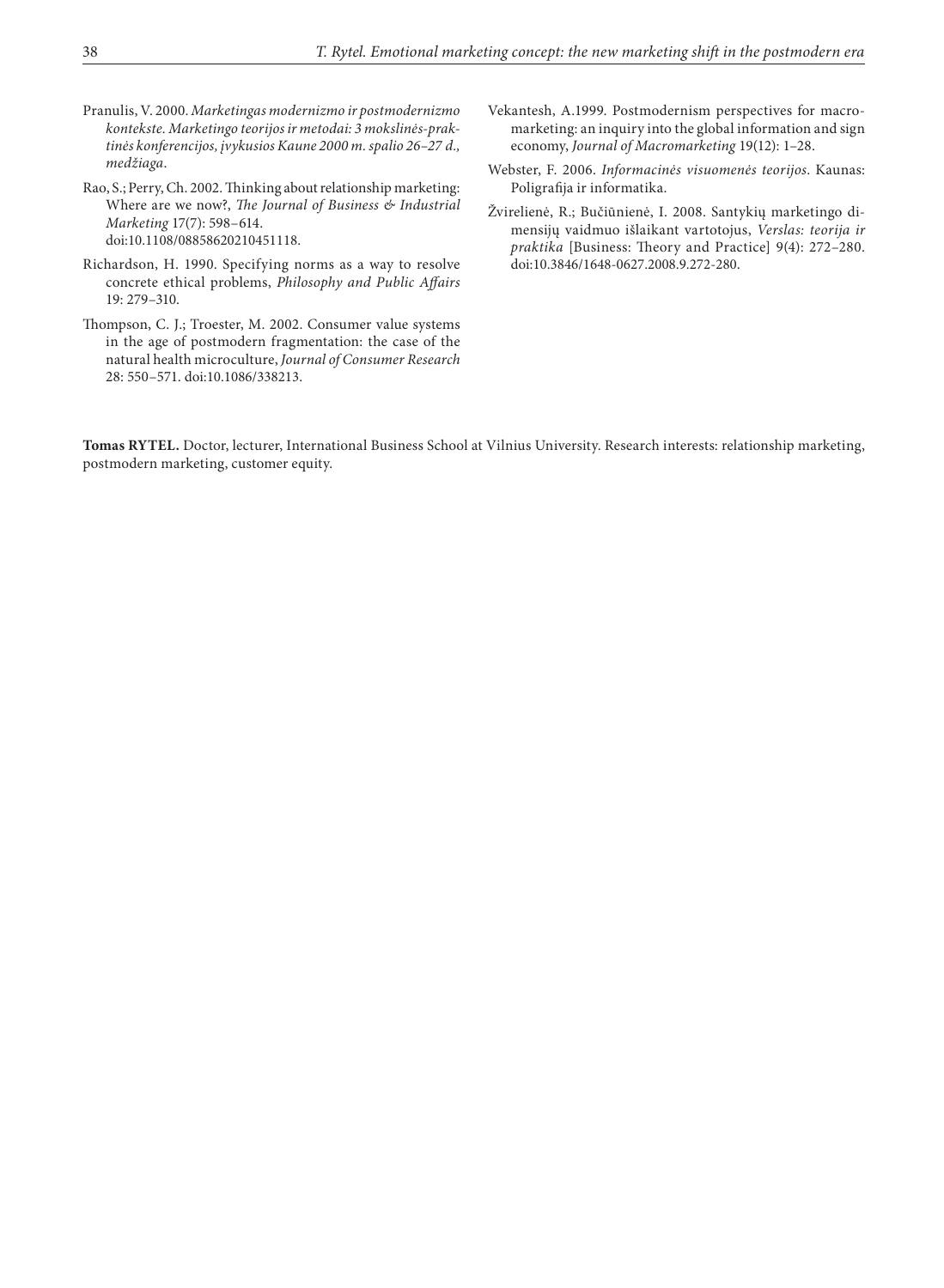Pranulis, V. 2000. *Marketingas modernizmo ir postmodernizmo kontekste. Marketingo teorijos ir metodai: 3 mokslinės-praktinės konferencijos, įvykusios Kaune 2000 m. spalio 26–27 d., medžiaga*.

Rao, S.; Perry, Ch. 2002. Thinking about relationship marketing: Where are we now?, *The Journal of Business & Industrial Marketing* 17(7): 598–614. doi:10.1108/08858620210451118.

Richardson, H. 1990. Specifying norms as a way to resolve concrete ethical problems, *Philosophy and Public Affairs* 19: 279–310.

Thompson, C. J.; Troester, M. 2002. Consumer value systems in the age of postmodern fragmentation: the case of the natural health microculture, *Journal of Consumer Research* 28: 550–571. doi:10.1086/338213.

Vekantesh, A.1999. Postmodernism perspectives for macromarketing: an inquiry into the global information and sign economy, *Journal of Macromarketing* 19(12): 1–28.

Webster, F. 2006. *Informacinės visuomenės teorijos*. Kaunas: Poligrafija ir informatika.

Žvirelienė, R.; Bučiūnienė, I. 2008. Santykių marketingo dimensijų vaidmuo išlaikant vartotojus, *Verslas: teorija ir praktika* [Business: Theory and Practice] 9(4): 272–280. doi:10.3846/1648-0627.2008.9.272-280.

**Tomas RYTEL.** Doctor, lecturer, International Business School at Vilnius University. Research interests: relationship marketing, postmodern marketing, customer equity.